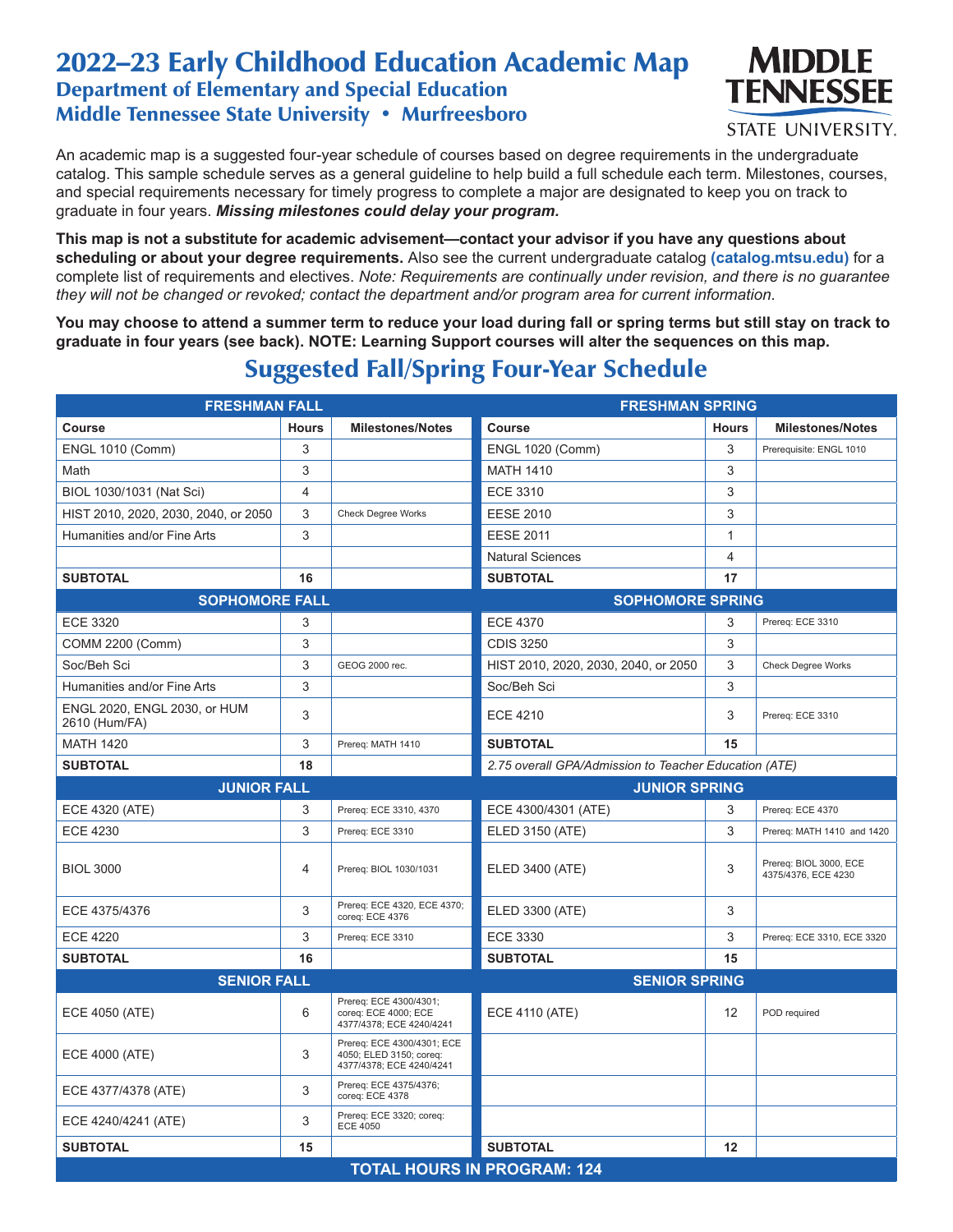# 2022–23 Early Childhood Education Academic Map

## Department of Elementary and Special Education

## Middle Tennessee State University • Murfreesboro

An academic map is a suggested four-year schedule of courses based on degree requirements in the undergraduate catalog. This sample schedule serves as a general guideline to help build a full schedule each term. Milestones, courses, and special requirements necessary for timely progress to complete a major are designated to keep you on track to graduate in four years. ***Missing milestones could delay your program.***

**This map is not a substitute for academic advisement—contact your advisor if you have any questions about scheduling or about your degree requirements.** Also see the current undergraduate catalog **(catalog.mtsu.edu)** for a complete list of requirements and electives. *Note: Requirements are continually under revision, and there is no guarantee they will not be changed or revoked; contact the department and/or program area for current information.*

**You may choose to attend a summer term to reduce your load during fall or spring terms but still stay on track to graduate in four years (see back). NOTE: Learning Support courses will alter the sequences on this map.**

## Suggested Fall/Spring Four-Year Schedule

| **FRESHMAN FALL** | | | **FRESHMAN SPRING** | | |
|---|---|---|---|---|---|
| **Course** | **Hours** | **Milestones/Notes** | **Course** | **Hours** | **Milestones/Notes** |
| ENGL 1010 (Comm) | 3 | | ENGL 1020 (Comm) | 3 | Prerequisite: ENGL 1010 |
| Math | 3 | | MATH 1410 | 3 | |
| BIOL 1030/1031 (Nat Sci) | 4 | | ECE 3310 | 3 | |
| HIST 2010, 2020, 2030, 2040, or 2050 | 3 | Check Degree Works | EESE 2010 | 3 | |
| Humanities and/or Fine Arts | 3 | | EESE 2011 | 1 | |
| | | | Natural Sciences | 4 | |
| **SUBTOTAL** | **16** | | **SUBTOTAL** | **17** | |
| **SOPHOMORE FALL** | | | **SOPHOMORE SPRING** | | |
| ECE 3320 | 3 | | ECE 4370 | 3 | Prereq: ECE 3310 |
| COMM 2200 (Comm) | 3 | | CDIS 3250 | 3 | |
| Soc/Beh Sci | 3 | GEOG 2000 rec. | HIST 2010, 2020, 2030, 2040, or 2050 | 3 | Check Degree Works |
| Humanities and/or Fine Arts | 3 | | Soc/Beh Sci | 3 | |
| ENGL 2020, ENGL 2030, or HUM 2610 (Hum/FA) | 3 | | ECE 4210 | 3 | Prereq: ECE 3310 |
| MATH 1420 | 3 | Prereq: MATH 1410 | **SUBTOTAL** | **15** | |
| **SUBTOTAL** | **18** | | *2.75 overall GPA/Admission to Teacher Education (ATE)* | | |
| **JUNIOR FALL** | | | **JUNIOR SPRING** | | |
| ECE 4320 (ATE) | 3 | Prereq: ECE 3310, 4370 | ECE 4300/4301 (ATE) | 3 | Prereq: ECE 4370 |
| ECE 4230 | 3 | Prereq: ECE 3310 | ELED 3150 (ATE) | 3 | Prereq: MATH 1410 and 1420 |
| BIOL 3000 | 4 | Prereq: BIOL 1030/1031 | ELED 3400 (ATE) | 3 | Prereq: BIOL 3000, ECE 4375/4376, ECE 4230 |
| ECE 4375/4376 | 3 | Prereq: ECE 4320, ECE 4370; coreq: ECE 4376 | ELED 3300 (ATE) | 3 | |
| ECE 4220 | 3 | Prereq: ECE 3310 | ECE 3330 | 3 | Prereq: ECE 3310, ECE 3320 |
| **SUBTOTAL** | **16** | | **SUBTOTAL** | **15** | |
| **SENIOR FALL** | | | **SENIOR SPRING** | | |
| ECE 4050 (ATE) | 6 | Prereq: ECE 4300/4301; coreq: ECE 4000; ECE 4377/4378; ECE 4240/4241 | ECE 4110 (ATE) | 12 | POD required |
| ECE 4000 (ATE) | 3 | Prereq: ECE 4300/4301; ECE 4050; ELED 3150; coreq: 4377/4378; ECE 4240/4241 | | | |
| ECE 4377/4378 (ATE) | 3 | Prereq: ECE 4375/4376; coreq: ECE 4378 | | | |
| ECE 4240/4241 (ATE) | 3 | Prereq: ECE 3320; coreq: ECE 4050 | | | |
| **SUBTOTAL** | **15** | | **SUBTOTAL** | **12** | |
| **TOTAL HOURS IN PROGRAM: 124** | | | | | |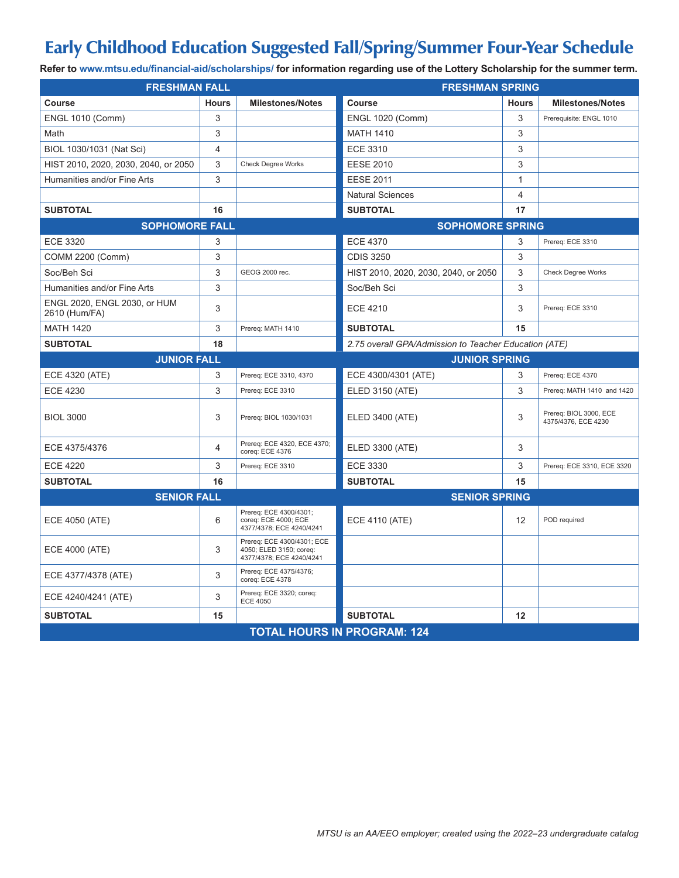# Early Childhood Education Suggested Fall/Spring/Summer Four-Year Schedule

**Refer to www.mtsu.edu/financial-aid/scholarships/ for information regarding use of the Lottery Scholarship for the summer term.**

| FRESHMAN FALL | | | FRESHMAN SPRING | | |
|---|---|---|---|---|---|
| **Course** | **Hours** | **Milestones/Notes** | **Course** | **Hours** | **Milestones/Notes** |
| ENGL 1010 (Comm) | 3 | | ENGL 1020 (Comm) | 3 | Prerequisite: ENGL 1010 |
| Math | 3 | | MATH 1410 | 3 | |
| BIOL 1030/1031 (Nat Sci) | 4 | | ECE 3310 | 3 | |
| HIST 2010, 2020, 2030, 2040, or 2050 | 3 | Check Degree Works | EESE 2010 | 3 | |
| Humanities and/or Fine Arts | 3 | | EESE 2011 | 1 | |
| | | | Natural Sciences | 4 | |
| **SUBTOTAL** | **16** | | **SUBTOTAL** | **17** | |
| **SOPHOMORE FALL** | | | **SOPHOMORE SPRING** | | |
| ECE 3320 | 3 | | ECE 4370 | 3 | Prereq: ECE 3310 |
| COMM 2200 (Comm) | 3 | | CDIS 3250 | 3 | |
| Soc/Beh Sci | 3 | GEOG 2000 rec. | HIST 2010, 2020, 2030, 2040, or 2050 | 3 | Check Degree Works |
| Humanities and/or Fine Arts | 3 | | Soc/Beh Sci | 3 | |
| ENGL 2020, ENGL 2030, or HUM 2610 (Hum/FA) | 3 | | ECE 4210 | 3 | Prereq: ECE 3310 |
| MATH 1420 | 3 | Prereq: MATH 1410 | **SUBTOTAL** | **15** | |
| **SUBTOTAL** | **18** | | *2.75 overall GPA/Admission to Teacher Education (ATE)* | | |
| **JUNIOR FALL** | | | **JUNIOR SPRING** | | |
| ECE 4320 (ATE) | 3 | Prereq: ECE 3310, 4370 | ECE 4300/4301 (ATE) | 3 | Prereq: ECE 4370 |
| ECE 4230 | 3 | Prereq: ECE 3310 | ELED 3150 (ATE) | 3 | Prereq: MATH 1410 and 1420 |
| BIOL 3000 | 3 | Prereq: BIOL 1030/1031 | ELED 3400 (ATE) | 3 | Prereq: BIOL 3000, ECE 4375/4376, ECE 4230 |
| ECE 4375/4376 | 4 | Prereq: ECE 4320, ECE 4370; coreq: ECE 4376 | ELED 3300 (ATE) | 3 | |
| ECE 4220 | 3 | Prereq: ECE 3310 | ECE 3330 | 3 | Prereq: ECE 3310, ECE 3320 |
| **SUBTOTAL** | **16** | | **SUBTOTAL** | **15** | |
| **SENIOR FALL** | | | **SENIOR SPRING** | | |
| ECE 4050 (ATE) | 6 | Prereq: ECE 4300/4301; coreq: ECE 4000; ECE 4377/4378; ECE 4240/4241 | ECE 4110 (ATE) | 12 | POD required |
| ECE 4000 (ATE) | 3 | Prereq: ECE 4300/4301; ECE 4050; ELED 3150; coreq: 4377/4378; ECE 4240/4241 | | | |
| ECE 4377/4378 (ATE) | 3 | Prereq: ECE 4375/4376; coreq: ECE 4378 | | | |
| ECE 4240/4241 (ATE) | 3 | Prereq: ECE 3320; coreq: ECE 4050 | | | |
| **SUBTOTAL** | **15** | | **SUBTOTAL** | **12** | |
| **TOTAL HOURS IN PROGRAM: 124** | | | | | |

*MTSU is an AA/EEO employer; created using the 2022–23 undergraduate catalog*